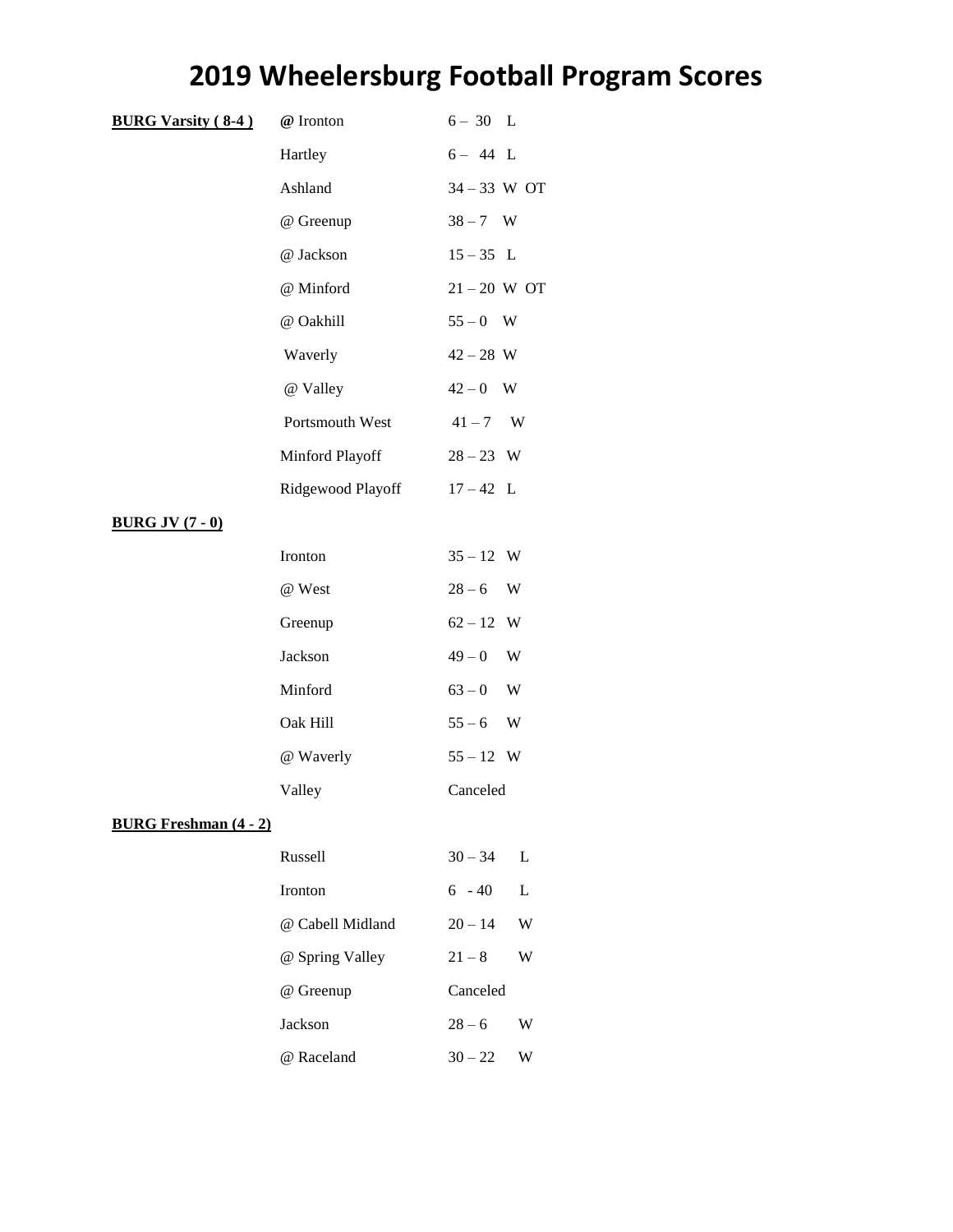# 2019 Wheelersburg Football Program Scores

**BURG Varsity ( 8-4 )**

| Opponent | Score |
|---|---|
| **@** Ironton | 6 – 30 L |
| Hartley | 6 – 44 L |
| Ashland | 34 – 33 W OT |
| @ Greenup | 38 – 7 W |
| @ Jackson | 15 – 35 L |
| @ Minford | 21 – 20 W OT |
| @ Oakhill | 55 – 0 W |
| Waverly | 42 – 28 W |
| @ Valley | 42 – 0 W |
| Portsmouth West | 41 – 7 W |
| Minford Playoff | 28 – 23 W |
| Ridgewood Playoff | 17 – 42 L |

**BURG JV (7 - 0)**

| Opponent | Score |
|---|---|
| Ironton | 35 – 12 W |
| @ West | 28 – 6 W |
| Greenup | 62 – 12 W |
| Jackson | 49 – 0 W |
| Minford | 63 – 0 W |
| Oak Hill | 55 – 6 W |
| @ Waverly | 55 – 12 W |
| Valley | Canceled |

**BURG Freshman (4 - 2)**

| Opponent | Score |
|---|---|
| Russell | 30 – 34 L |
| Ironton | 6 - 40 L |
| @ Cabell Midland | 20 – 14 W |
| @ Spring Valley | 21 – 8 W |
| @ Greenup | Canceled |
| Jackson | 28 – 6 W |
| @ Raceland | 30 – 22 W |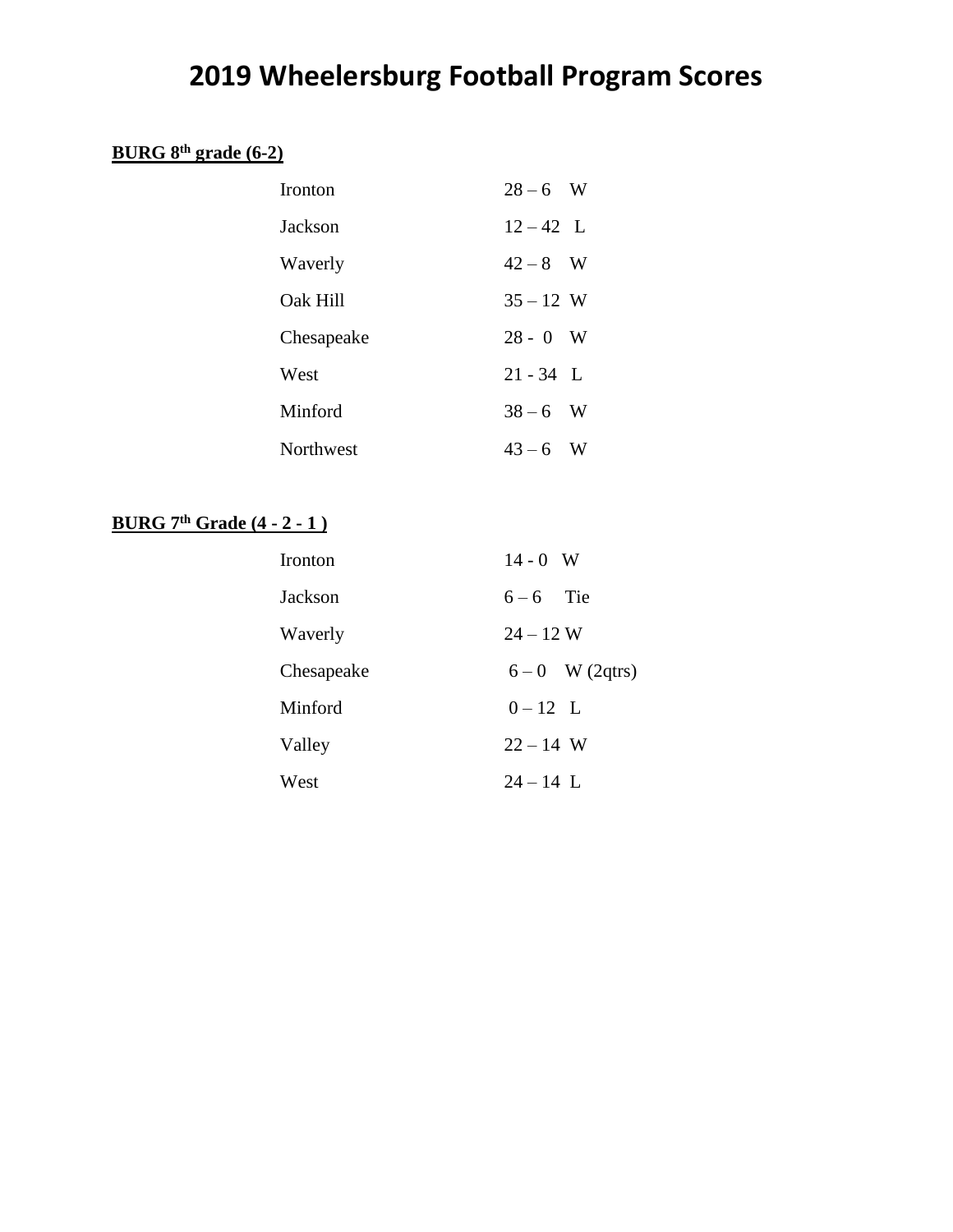# 2019 Wheelersburg Football Program Scores

**BURG 8th grade (6-2)**

| | |
|---|---|
| Ironton | 28 – 6 W |
| Jackson | 12 – 42 L |
| Waverly | 42 – 8 W |
| Oak Hill | 35 – 12 W |
| Chesapeake | 28 - 0 W |
| West | 21 - 34 L |
| Minford | 38 – 6 W |
| Northwest | 43 – 6 W |

**BURG 7th Grade (4 - 2 - 1 )**

| | |
|---|---|
| Ironton | 14 - 0 W |
| Jackson | 6 – 6 Tie |
| Waverly | 24 – 12 W |
| Chesapeake | 6 – 0 W (2qtrs) |
| Minford | 0 – 12 L |
| Valley | 22 – 14 W |
| West | 24 – 14 L |